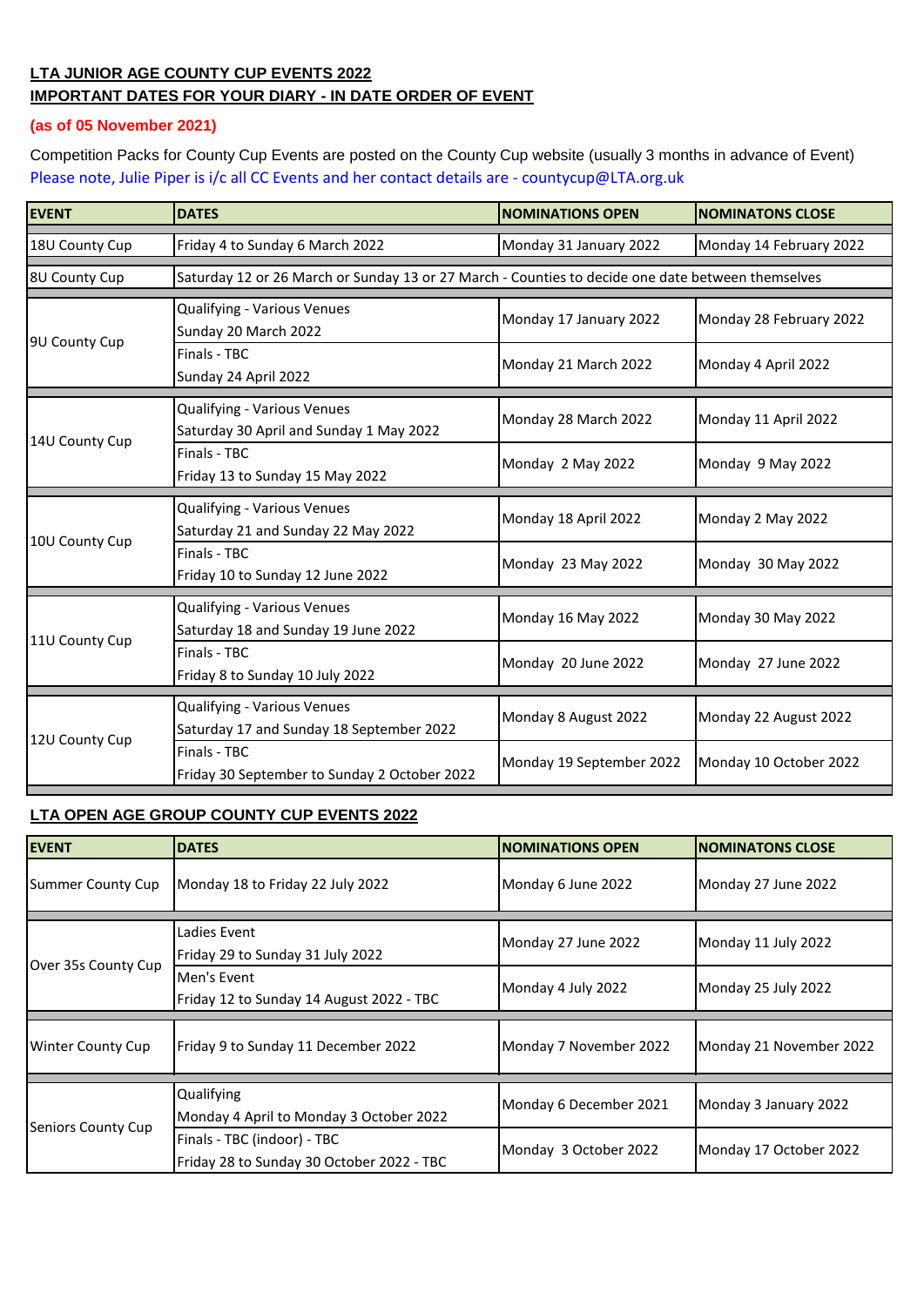**LTA JUNIOR AGE COUNTY CUP EVENTS 2022**
**IMPORTANT DATES FOR YOUR DIARY - IN DATE ORDER OF EVENT**

**(as of 05 November 2021)**

Competition Packs for County Cup Events are posted on the County Cup website (usually 3 months in advance of Event)
Please note, Julie Piper is i/c all CC Events and her contact details are - countycup@LTA.org.uk

| EVENT | DATES | NOMINATIONS OPEN | NOMINATONS CLOSE |
|---|---|---|---|
| 18U County Cup | Friday 4 to Sunday 6 March 2022 | Monday 31 January 2022 | Monday 14 February 2022 |
| 8U County Cup | Saturday 12 or 26 March or Sunday 13 or 27 March - Counties to decide one date between themselves | | |
| 9U County Cup | Qualifying - Various Venues Sunday 20 March 2022 | Monday 17 January 2022 | Monday 28 February 2022 |
| | Finals - TBC Sunday 24 April 2022 | Monday 21 March 2022 | Monday 4 April 2022 |
| 14U County Cup | Qualifying - Various Venues Saturday 30 April and Sunday 1 May 2022 | Monday 28 March 2022 | Monday 11 April 2022 |
| | Finals - TBC Friday 13 to Sunday 15 May 2022 | Monday 2 May 2022 | Monday 9 May 2022 |
| 10U County Cup | Qualifying - Various Venues Saturday 21 and Sunday 22 May 2022 | Monday 18 April 2022 | Monday 2 May 2022 |
| | Finals - TBC Friday 10 to Sunday 12 June 2022 | Monday 23 May 2022 | Monday 30 May 2022 |
| 11U County Cup | Qualifying - Various Venues Saturday 18 and Sunday 19 June 2022 | Monday 16 May 2022 | Monday 30 May 2022 |
| | Finals - TBC Friday 8 to Sunday 10 July 2022 | Monday 20 June 2022 | Monday 27 June 2022 |
| 12U County Cup | Qualifying - Various Venues Saturday 17 and Sunday 18 September 2022 | Monday 8 August 2022 | Monday 22 August 2022 |
| | Finals - TBC Friday 30 September to Sunday 2 October 2022 | Monday 19 September 2022 | Monday 10 October 2022 |

**LTA OPEN AGE GROUP COUNTY CUP EVENTS 2022**

| EVENT | DATES | NOMINATIONS OPEN | NOMINATONS CLOSE |
|---|---|---|---|
| Summer County Cup | Monday 18 to Friday 22 July 2022 | Monday 6 June 2022 | Monday 27 June 2022 |
| Over 35s County Cup | Ladies Event Friday 29 to Sunday 31 July 2022 | Monday 27 June 2022 | Monday 11 July 2022 |
| | Men's Event Friday 12 to Sunday 14 August 2022 - TBC | Monday 4 July 2022 | Monday 25 July 2022 |
| Winter County Cup | Friday 9 to Sunday 11 December 2022 | Monday 7 November 2022 | Monday 21 November 2022 |
| Seniors County Cup | Qualifying Monday 4 April to Monday 3 October 2022 | Monday 6 December 2021 | Monday 3 January 2022 |
| | Finals - TBC (indoor) - TBC Friday 28 to Sunday 30 October 2022 - TBC | Monday 3 October 2022 | Monday 17 October 2022 |